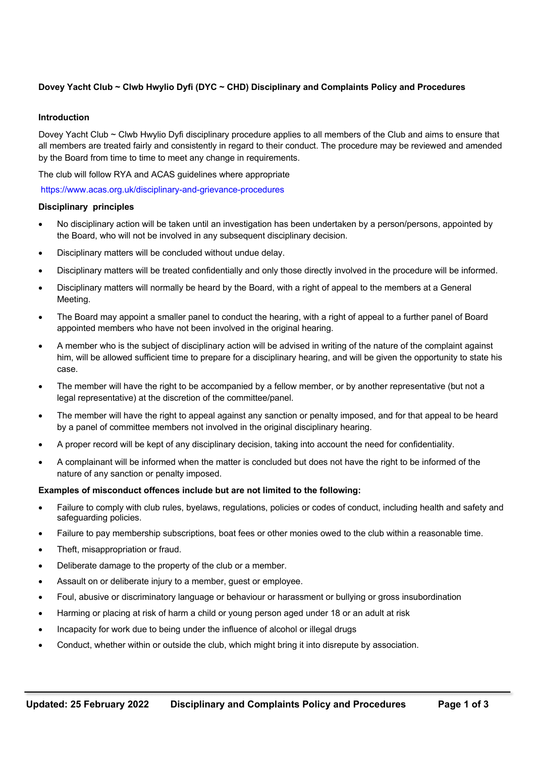**Dovey Yacht Club ~ Clwb Hwylio Dyfi (DYC ~ CHD) Disciplinary and Complaints Policy and Procedures**

**Introduction**

Dovey Yacht Club ~ Clwb Hwylio Dyfi disciplinary procedure applies to all members of the Club and aims to ensure that all members are treated fairly and consistently in regard to their conduct. The procedure may be reviewed and amended by the Board from time to time to meet any change in requirements.

The club will follow RYA and ACAS guidelines where appropriate

https://www.acas.org.uk/disciplinary-and-grievance-procedures

**Disciplinary principles**

- No disciplinary action will be taken until an investigation has been undertaken by a person/persons, appointed by the Board, who will not be involved in any subsequent disciplinary decision.
- Disciplinary matters will be concluded without undue delay.
- Disciplinary matters will be treated confidentially and only those directly involved in the procedure will be informed.
- Disciplinary matters will normally be heard by the Board, with a right of appeal to the members at a General Meeting.
- The Board may appoint a smaller panel to conduct the hearing, with a right of appeal to a further panel of Board appointed members who have not been involved in the original hearing.
- A member who is the subject of disciplinary action will be advised in writing of the nature of the complaint against him, will be allowed sufficient time to prepare for a disciplinary hearing, and will be given the opportunity to state his case.
- The member will have the right to be accompanied by a fellow member, or by another representative (but not a legal representative) at the discretion of the committee/panel.
- The member will have the right to appeal against any sanction or penalty imposed, and for that appeal to be heard by a panel of committee members not involved in the original disciplinary hearing.
- A proper record will be kept of any disciplinary decision, taking into account the need for confidentiality.
- A complainant will be informed when the matter is concluded but does not have the right to be informed of the nature of any sanction or penalty imposed.

**Examples of misconduct offences include but are not limited to the following:**

- Failure to comply with club rules, byelaws, regulations, policies or codes of conduct, including health and safety and safeguarding policies.
- Failure to pay membership subscriptions, boat fees or other monies owed to the club within a reasonable time.
- Theft, misappropriation or fraud.
- Deliberate damage to the property of the club or a member.
- Assault on or deliberate injury to a member, guest or employee.
- Foul, abusive or discriminatory language or behaviour or harassment or bullying or gross insubordination
- Harming or placing at risk of harm a child or young person aged under 18 or an adult at risk
- Incapacity for work due to being under the influence of alcohol or illegal drugs
- Conduct, whether within or outside the club, which might bring it into disrepute by association.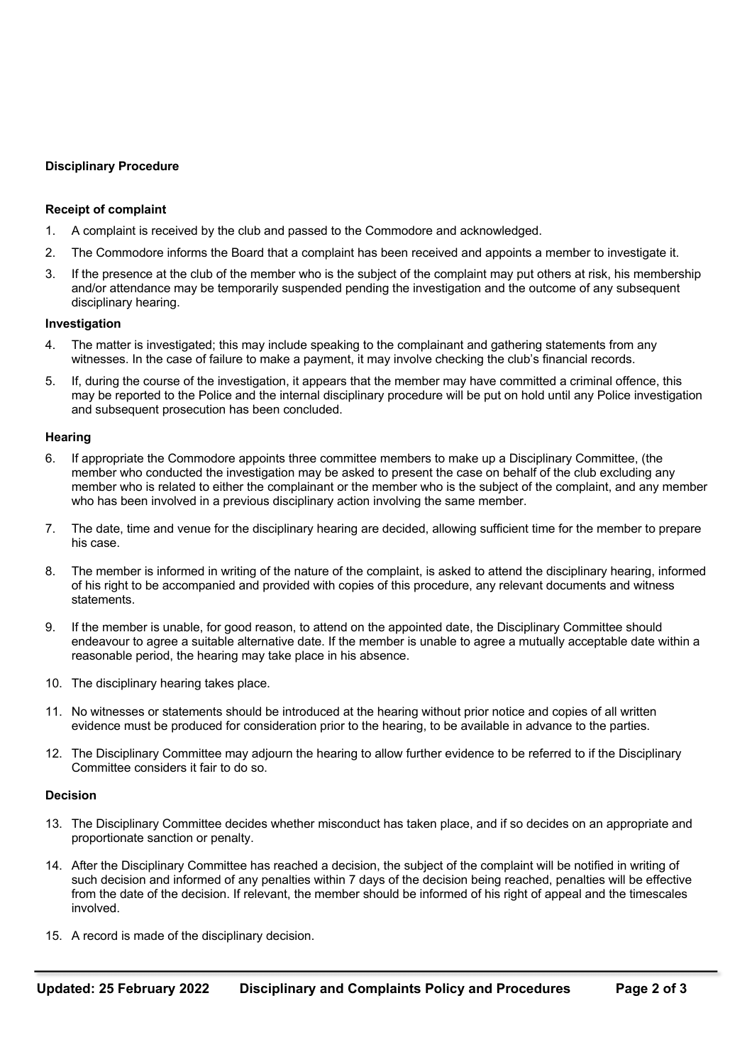**Disciplinary Procedure**

**Receipt of complaint**

1. A complaint is received by the club and passed to the Commodore and acknowledged.
2. The Commodore informs the Board that a complaint has been received and appoints a member to investigate it.
3. If the presence at the club of the member who is the subject of the complaint may put others at risk, his membership and/or attendance may be temporarily suspended pending the investigation and the outcome of any subsequent disciplinary hearing.

**Investigation**

4. The matter is investigated; this may include speaking to the complainant and gathering statements from any witnesses. In the case of failure to make a payment, it may involve checking the club's financial records.
5. If, during the course of the investigation, it appears that the member may have committed a criminal offence, this may be reported to the Police and the internal disciplinary procedure will be put on hold until any Police investigation and subsequent prosecution has been concluded.

**Hearing**

6. If appropriate the Commodore appoints three committee members to make up a Disciplinary Committee, (the member who conducted the investigation may be asked to present the case on behalf of the club excluding any member who is related to either the complainant or the member who is the subject of the complaint, and any member who has been involved in a previous disciplinary action involving the same member.
7. The date, time and venue for the disciplinary hearing are decided, allowing sufficient time for the member to prepare his case.
8. The member is informed in writing of the nature of the complaint, is asked to attend the disciplinary hearing, informed of his right to be accompanied and provided with copies of this procedure, any relevant documents and witness statements.
9. If the member is unable, for good reason, to attend on the appointed date, the Disciplinary Committee should endeavour to agree a suitable alternative date. If the member is unable to agree a mutually acceptable date within a reasonable period, the hearing may take place in his absence.
10. The disciplinary hearing takes place.
11. No witnesses or statements should be introduced at the hearing without prior notice and copies of all written evidence must be produced for consideration prior to the hearing, to be available in advance to the parties.
12. The Disciplinary Committee may adjourn the hearing to allow further evidence to be referred to if the Disciplinary Committee considers it fair to do so.

**Decision**

13. The Disciplinary Committee decides whether misconduct has taken place, and if so decides on an appropriate and proportionate sanction or penalty.
14. After the Disciplinary Committee has reached a decision, the subject of the complaint will be notified in writing of such decision and informed of any penalties within 7 days of the decision being reached, penalties will be effective from the date of the decision. If relevant, the member should be informed of his right of appeal and the timescales involved.
15. A record is made of the disciplinary decision.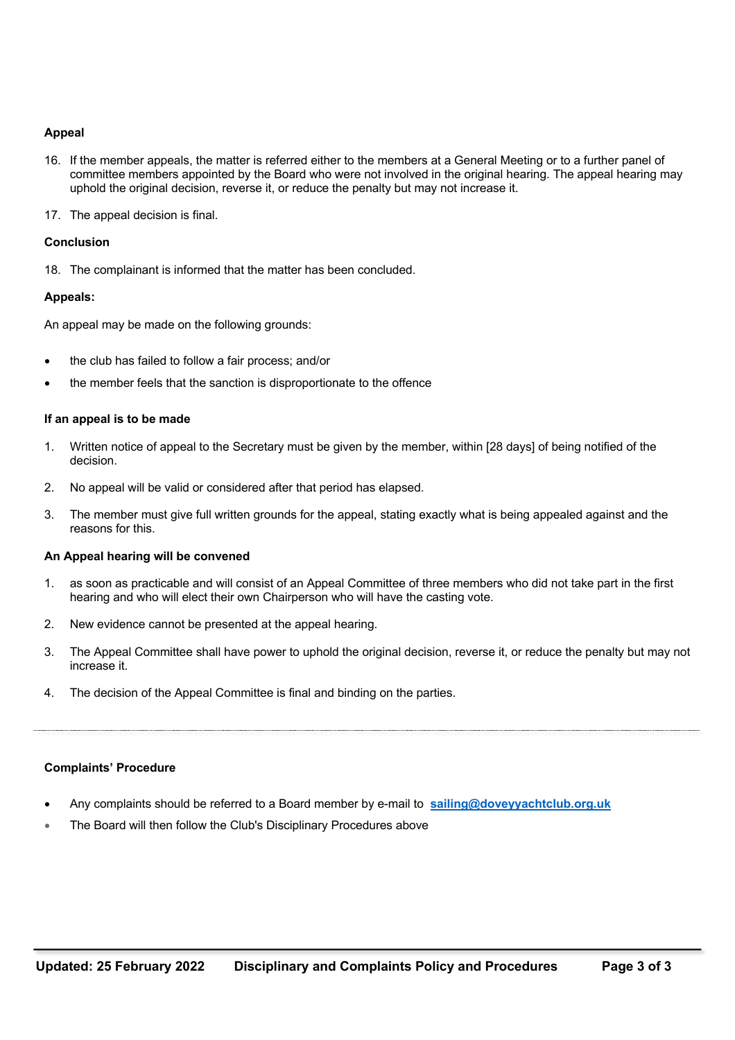**Appeal**

16. If the member appeals, the matter is referred either to the members at a General Meeting or to a further panel of committee members appointed by the Board who were not involved in the original hearing. The appeal hearing may uphold the original decision, reverse it, or reduce the penalty but may not increase it.

17. The appeal decision is final.

**Conclusion**

18. The complainant is informed that the matter has been concluded.

**Appeals:**

An appeal may be made on the following grounds:

- the club has failed to follow a fair process; and/or
- the member feels that the sanction is disproportionate to the offence

**If an appeal is to be made**

1. Written notice of appeal to the Secretary must be given by the member, within [28 days] of being notified of the decision.
2. No appeal will be valid or considered after that period has elapsed.
3. The member must give full written grounds for the appeal, stating exactly what is being appealed against and the reasons for this.

**An Appeal hearing will be convened**

1. as soon as practicable and will consist of an Appeal Committee of three members who did not take part in the first hearing and who will elect their own Chairperson who will have the casting vote.
2. New evidence cannot be presented at the appeal hearing.
3. The Appeal Committee shall have power to uphold the original decision, reverse it, or reduce the penalty but may not increase it.
4. The decision of the Appeal Committee is final and binding on the parties.

---

**Complaints' Procedure**

- Any complaints should be referred to a Board member by e-mail to **sailing@doveyyachtclub.org.uk**
- The Board will then follow the Club's Disciplinary Procedures above